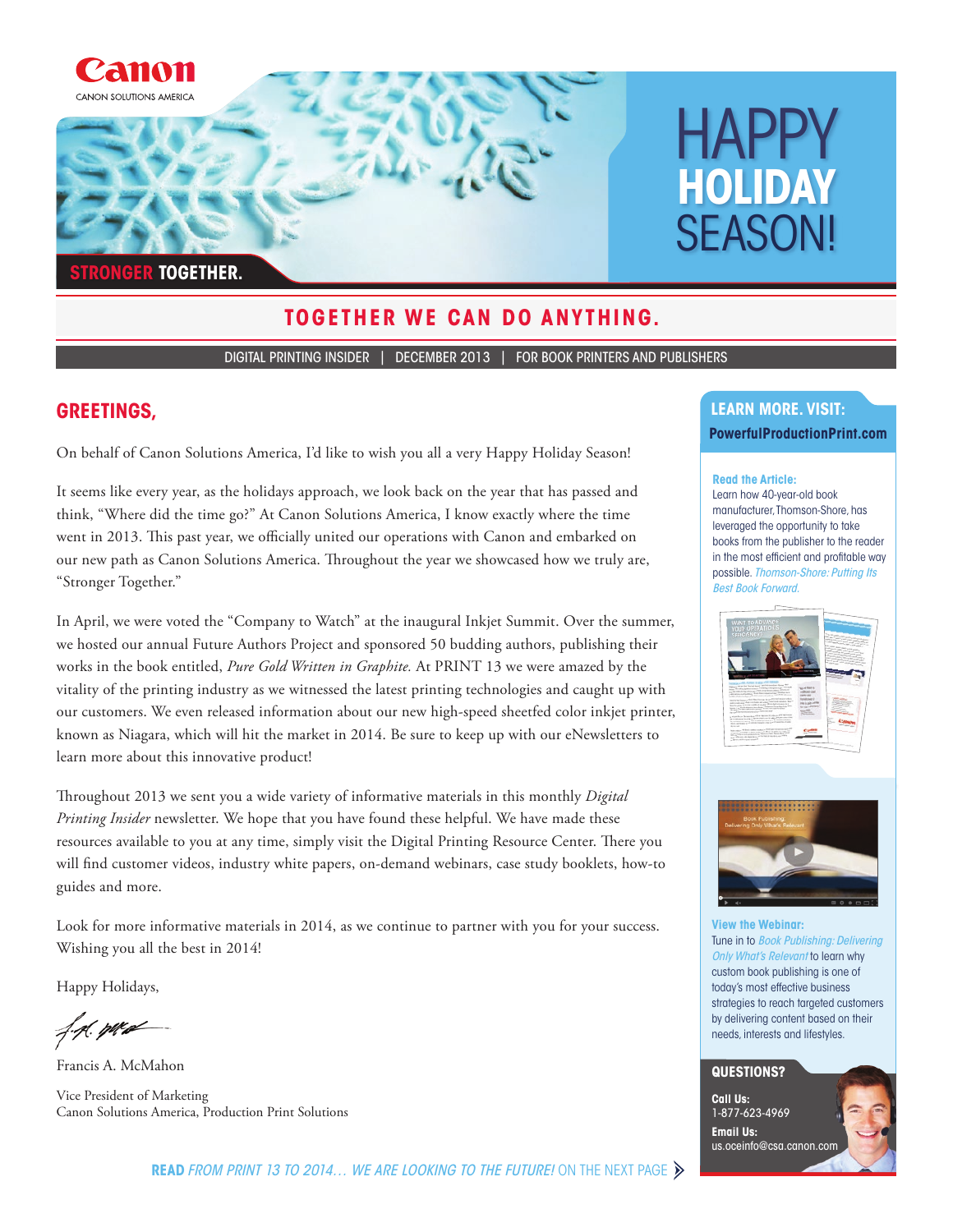Canon

CANON SOLUTIONS AMERICA

**STRONGER TOGETHER.**

# HAPPY **HOLIDAY** SEASON!

## TOGETHER WE CAN DO ANYTHING.

DIGITAL PRINTING INSIDER | DECEMBER 2013 | FOR BOOK PRINTERS AND PUBLISHERS

## GREETINGS,

On behalf of Canon Solutions America, I'd like to wish you all a very Happy Holiday Season!

It seems like every year, as the holidays approach, we look back on the year that has passed and think, "Where did the time go?" At Canon Solutions America, I know exactly where the time went in 2013. This past year, we officially united our operations with Canon and embarked on our new path as Canon Solutions America. Throughout the year we showcased how we truly are, "Stronger Together."

In April, we were voted the "Company to Watch" at the inaugural Inkjet Summit. Over the summer, we hosted our annual Future Authors Project and sponsored 50 budding authors, publishing their works in the book entitled, *Pure Gold Written in Graphite.* At PRINT 13 we were amazed by the vitality of the printing industry as we witnessed the latest printing technologies and caught up with our customers. We even released information about our new high-speed sheetfed color inkjet printer, known as Niagara, which will hit the market in 2014. Be sure to keep up with our eNewsletters to learn more about this innovative product!

Throughout 2013 we sent you a wide variety of informative materials in this monthly *Digital Printing Insider* newsletter. We hope that you have found these helpful. We have made these resources available to you at any time, simply visit the Digital Printing Resource Center. There you will find customer videos, industry white papers, on-demand webinars, case study booklets, how-to guides and more.

Look for more informative materials in 2014, as we continue to partner with you for your success. Wishing you all the best in 2014!

Happy Holidays,

Francis A. McMahon

Vice President of Marketing
Canon Solutions America, Production Print Solutions

**READ** *FROM PRINT 13 TO 2014… WE ARE LOOKING TO THE FUTURE!* ON THE NEXT PAGE

### LEARN MORE. VISIT:

**PowerfulProductionPrint.com**

**Read the Article:**
Learn how 40-year-old book manufacturer, Thomson-Shore, has leveraged the opportunity to take books from the publisher to the reader in the most efficient and profitable way possible. *Thomson-Shore: Putting Its Best Book Forward.*

**View the Webinar:**
Tune in to *Book Publishing: Delivering Only What's Relevant* to learn why custom book publishing is one of today's most effective business strategies to reach targeted customers by delivering content based on their needs, interests and lifestyles.

### QUESTIONS?

**Call Us:**
1-877-623-4969

**Email Us:**
us.oceinfo@csa.canon.com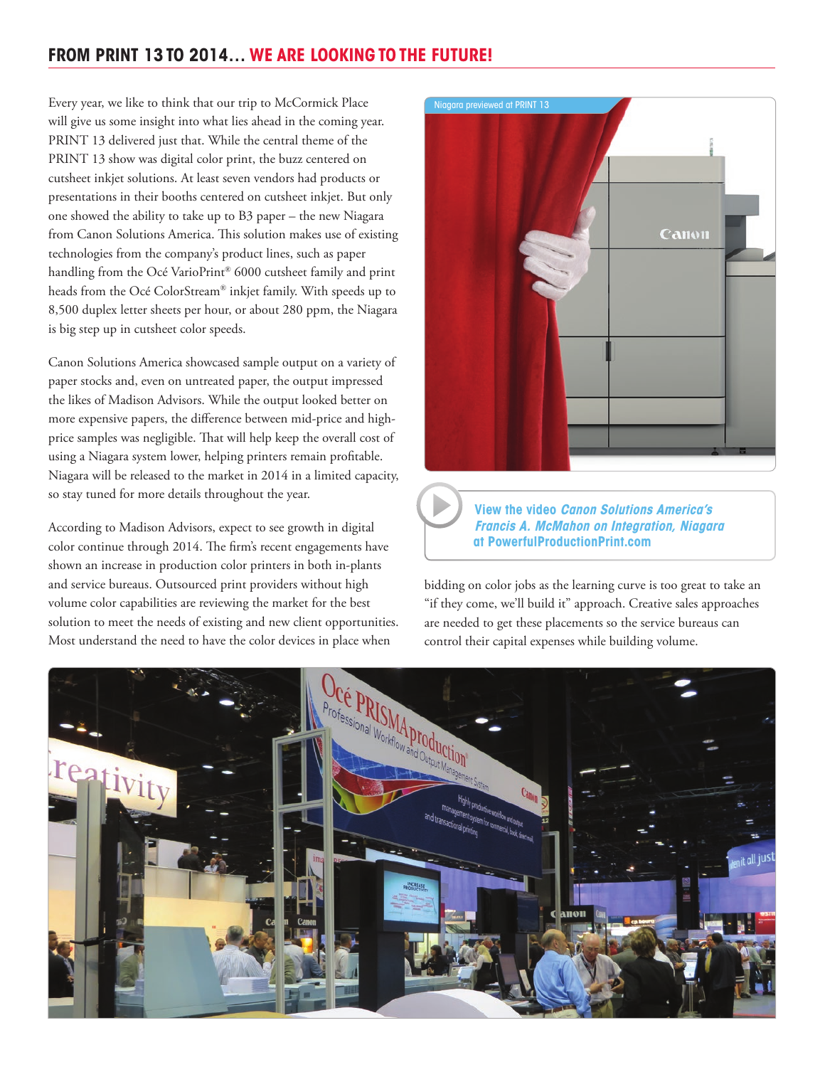## FROM PRINT 13 TO 2014… WE ARE LOOKING TO THE FUTURE!

Every year, we like to think that our trip to McCormick Place will give us some insight into what lies ahead in the coming year. PRINT 13 delivered just that. While the central theme of the PRINT 13 show was digital color print, the buzz centered on cutsheet inkjet solutions. At least seven vendors had products or presentations in their booths centered on cutsheet inkjet. But only one showed the ability to take up to B3 paper – the new Niagara from Canon Solutions America. This solution makes use of existing technologies from the company's product lines, such as paper handling from the Océ VarioPrint® 6000 cutsheet family and print heads from the Océ ColorStream® inkjet family. With speeds up to 8,500 duplex letter sheets per hour, or about 280 ppm, the Niagara is big step up in cutsheet color speeds.

Canon Solutions America showcased sample output on a variety of paper stocks and, even on untreated paper, the output impressed the likes of Madison Advisors. While the output looked better on more expensive papers, the difference between mid-price and high-price samples was negligible. That will help keep the overall cost of using a Niagara system lower, helping printers remain profitable. Niagara will be released to the market in 2014 in a limited capacity, so stay tuned for more details throughout the year.

According to Madison Advisors, expect to see growth in digital color continue through 2014. The firm's recent engagements have shown an increase in production color printers in both in-plants and service bureaus. Outsourced print providers without high volume color capabilities are reviewing the market for the best solution to meet the needs of existing and new client opportunities. Most understand the need to have the color devices in place when bidding on color jobs as the learning curve is too great to take an "if they come, we'll build it" approach. Creative sales approaches are needed to get these placements so the service bureaus can control their capital expenses while building volume.

Niagara previewed at PRINT 13

**View the video *Canon Solutions America's Francis A. McMahon on Integration, Niagara* at PowerfulProductionPrint.com**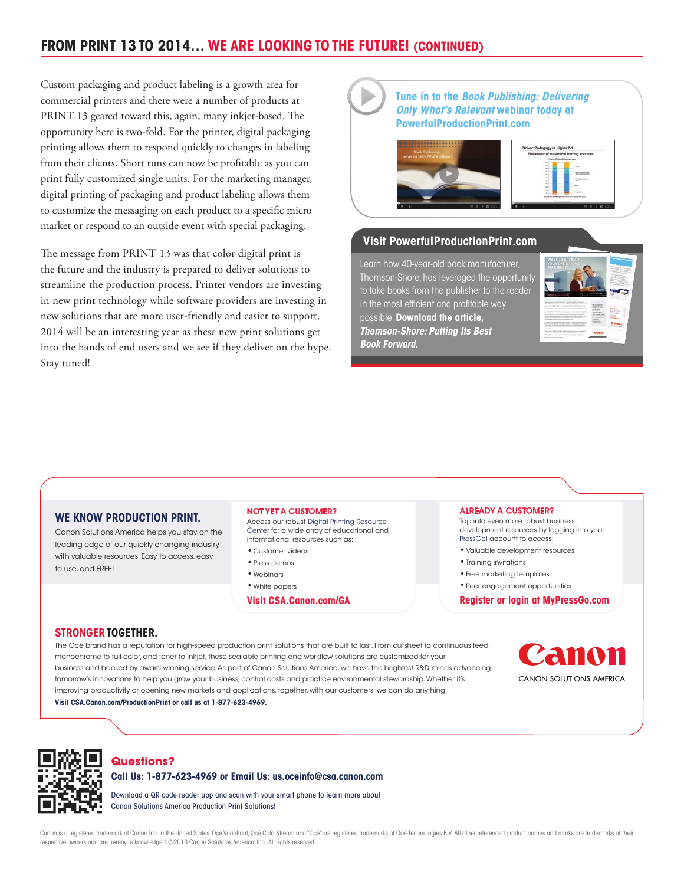## FROM PRINT 13 TO 2014... WE ARE LOOKING TO THE FUTURE! (CONTINUED)

Custom packaging and product labeling is a growth area for commercial printers and there were a number of products at PRINT 13 geared toward this, again, many inkjet-based. The opportunity here is two-fold. For the printer, digital packaging printing allows them to respond quickly to changes in labeling from their clients. Short runs can now be profitable as you can print fully customized single units. For the marketing manager, digital printing of packaging and product labeling allows them to customize the messaging on each product to a specific micro market or respond to an outside event with special packaging.

The message from PRINT 13 was that color digital print is the future and the industry is prepared to deliver solutions to streamline the production process. Printer vendors are investing in new print technology while software providers are investing in new solutions that are more user-friendly and easier to support. 2014 will be an interesting year as these new print solutions get into the hands of end users and we see if they deliver on the hype. Stay tuned!

Tune in to the *Book Publishing: Delivering Only What's Relevant* webinar today at PowerfulProductionPrint.com

### Visit PowerfulProductionPrint.com

Learn how 40-year-old book manufacturer, Thomson-Shore, has leveraged the opportunity to take books from the publisher to the reader in the most efficient and profitable way possible. **Download the article, *Thomson-Shore: Putting Its Best Book Forward.***

### WE KNOW PRODUCTION PRINT.

Canon Solutions America helps you stay on the leading edge of our quickly-changing industry with valuable resources. Easy to access, easy to use, and FREE!

**NOT YET A CUSTOMER?**

Access our robust Digital Printing Resource Center for a wide array of educational and informational resources such as:

- Customer videos
- Press demos
- Webinars
- White papers

**Visit CSA.Canon.com/GA**

**ALREADY A CUSTOMER?**

Tap into even more robust business development resources by logging into your PressGo! account to access:

- Valuable development resources
- Training invitations
- Free marketing templates
- Peer engagement opportunities

**Register or login at MyPressGo.com**

### STRONGER TOGETHER.

The Océ brand has a reputation for high-speed production print solutions that are built to last. From cutsheet to continuous feed, monochrome to full-color, and toner to inkjet, these scalable printing and workflow solutions are customized for your business and backed by award-winning service. As part of Canon Solutions America, we have the brightest R&D minds advancing tomorrow's innovations to help you grow your business, control costs and practice environmental stewardship. Whether it's improving productivity or opening new markets and applications, together, with our customers, we can do anything.

**Visit CSA.Canon.com/ProductionPrint or call us at 1-877-623-4969.**

Canon
CANON SOLUTIONS AMERICA

### Questions?

**Call Us: 1-877-623-4969 or Email Us: us.oceinfo@csa.canon.com**

Download a QR code reader app and scan with your smart phone to learn more about Canon Solutions America Production Print Solutions!

Canon is a registered trademark of Canon Inc. in the United States. Océ VarioPrint, Océ ColorStream and "Océ" are registered trademarks of Océ-Technologies B.V. All other referenced product names and marks are trademarks of their respective owners and are hereby acknowledged. ©2013 Canon Solutions America, Inc. All rights reserved.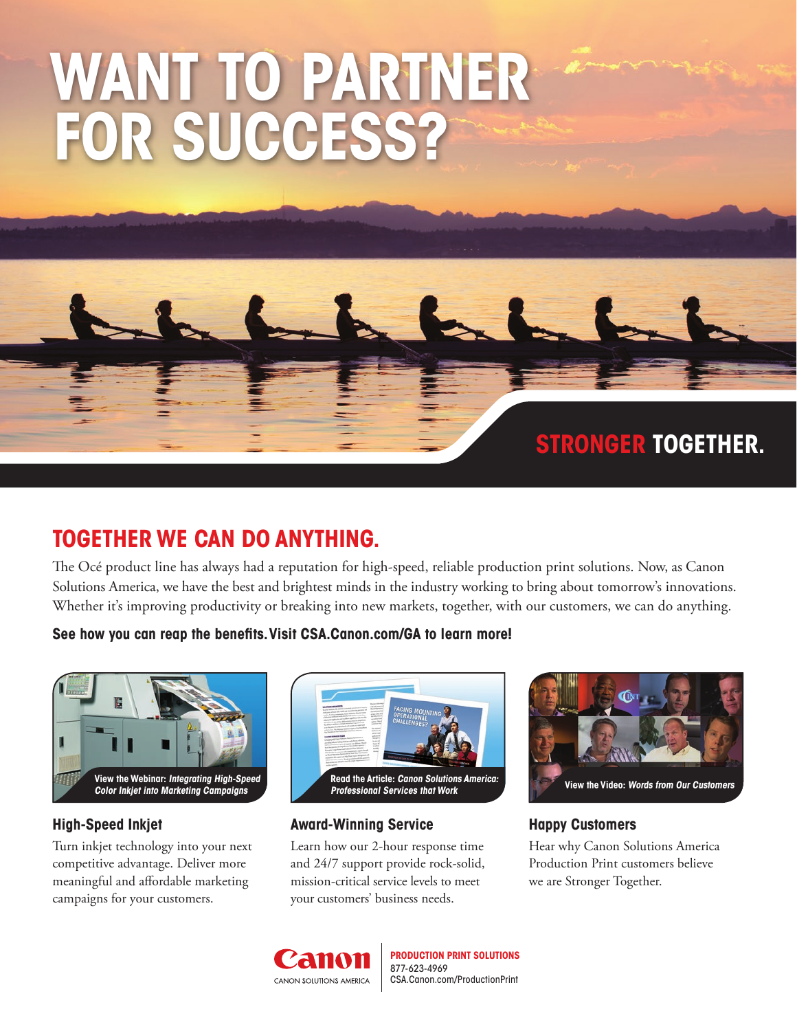# WANT TO PARTNER FOR SUCCESS?

**STRONGER TOGETHER.**

## TOGETHER WE CAN DO ANYTHING.

The Océ product line has always had a reputation for high-speed, reliable production print solutions. Now, as Canon Solutions America, we have the best and brightest minds in the industry working to bring about tomorrow's innovations. Whether it's improving productivity or breaking into new markets, together, with our customers, we can do anything.

**See how you can reap the benefits. Visit CSA.Canon.com/GA to learn more!**

View the Webinar: *Integrating High-Speed Color Inkjet into Marketing Campaigns*

### High-Speed Inkjet

Turn inkjet technology into your next competitive advantage. Deliver more meaningful and affordable marketing campaigns for your customers.

Read the Article: *Canon Solutions America: Professional Services that Work*

### Award-Winning Service

Learn how our 2-hour response time and 24/7 support provide rock-solid, mission-critical service levels to meet your customers' business needs.

View the Video: *Words from Our Customers*

### Happy Customers

Hear why Canon Solutions America Production Print customers believe we are Stronger Together.

Canon
CANON SOLUTIONS AMERICA

**PRODUCTION PRINT SOLUTIONS**
877-623-4969
CSA.Canon.com/ProductionPrint